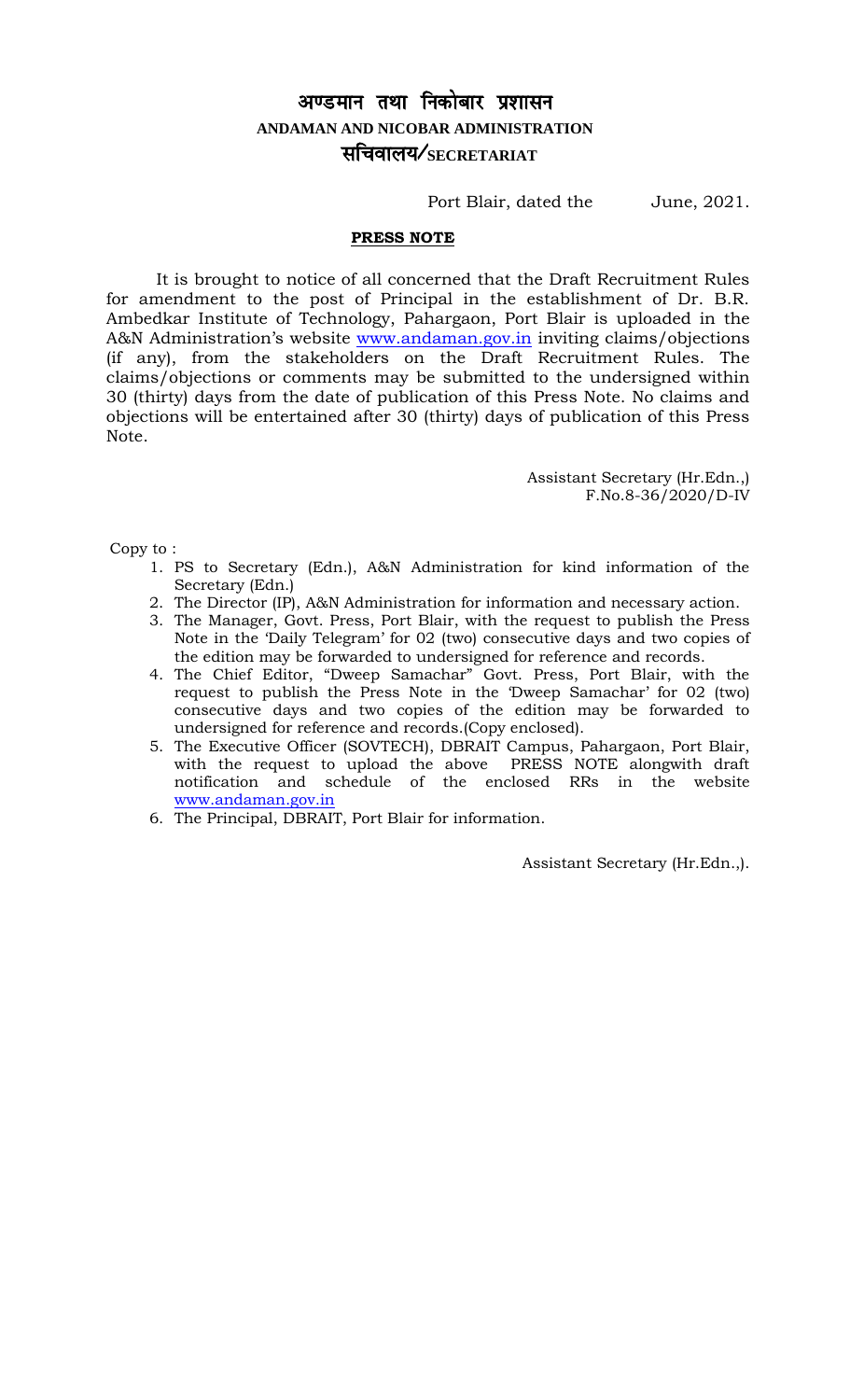# अण्डमान तथा निकोबार प्रशासन
## ANDAMAN AND NICOBAR ADMINISTRATION
### सचिवालय/SECRETARIAT

Port Blair, dated the June, 2021.

**PRESS NOTE**

It is brought to notice of all concerned that the Draft Recruitment Rules for amendment to the post of Principal in the establishment of Dr. B.R. Ambedkar Institute of Technology, Pahargaon, Port Blair is uploaded in the A&N Administration's website www.andaman.gov.in inviting claims/objections (if any), from the stakeholders on the Draft Recruitment Rules. The claims/objections or comments may be submitted to the undersigned within 30 (thirty) days from the date of publication of this Press Note. No claims and objections will be entertained after 30 (thirty) days of publication of this Press Note.

Assistant Secretary (Hr.Edn.,)
F.No.8-36/2020/D-IV

Copy to :

1. PS to Secretary (Edn.), A&N Administration for kind information of the Secretary (Edn.)
2. The Director (IP), A&N Administration for information and necessary action.
3. The Manager, Govt. Press, Port Blair, with the request to publish the Press Note in the 'Daily Telegram' for 02 (two) consecutive days and two copies of the edition may be forwarded to undersigned for reference and records.
4. The Chief Editor, "Dweep Samachar" Govt. Press, Port Blair, with the request to publish the Press Note in the 'Dweep Samachar' for 02 (two) consecutive days and two copies of the edition may be forwarded to undersigned for reference and records.(Copy enclosed).
5. The Executive Officer (SOVTECH), DBRAIT Campus, Pahargaon, Port Blair, with the request to upload the above PRESS NOTE alongwith draft notification and schedule of the enclosed RRs in the website www.andaman.gov.in
6. The Principal, DBRAIT, Port Blair for information.

Assistant Secretary (Hr.Edn.,).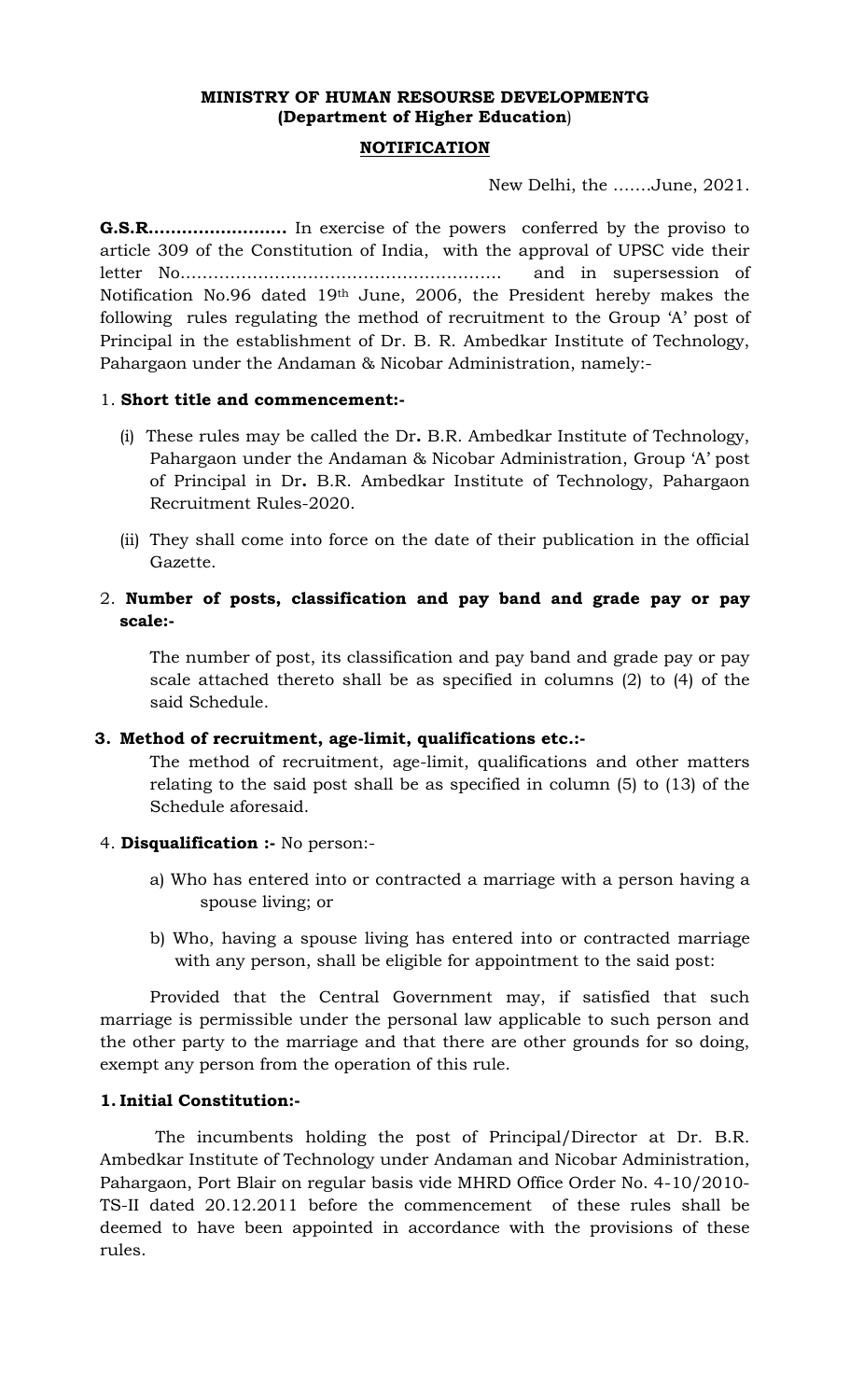**MINISTRY OF HUMAN RESOURSE DEVELOPMENTG**
**(Department of Higher Education)**

**NOTIFICATION**

New Delhi, the …….June, 2021.

**G.S.R.…………………….** In exercise of the powers conferred by the proviso to article 309 of the Constitution of India, with the approval of UPSC vide their letter No…………………………………………………. and in supersession of Notification No.96 dated 19th June, 2006, the President hereby makes the following rules regulating the method of recruitment to the Group 'A' post of Principal in the establishment of Dr. B. R. Ambedkar Institute of Technology, Pahargaon under the Andaman & Nicobar Administration, namely:-

1. **Short title and commencement:-**

   (i) These rules may be called the Dr**.** B.R. Ambedkar Institute of Technology, Pahargaon under the Andaman & Nicobar Administration, Group 'A' post of Principal in Dr**.** B.R. Ambedkar Institute of Technology, Pahargaon Recruitment Rules-2020.

   (ii) They shall come into force on the date of their publication in the official Gazette.

2. **Number of posts, classification and pay band and grade pay or pay scale:-**

   The number of post, its classification and pay band and grade pay or pay scale attached thereto shall be as specified in columns (2) to (4) of the said Schedule.

3. **Method of recruitment, age-limit, qualifications etc.:-**

   The method of recruitment, age-limit, qualifications and other matters relating to the said post shall be as specified in column (5) to (13) of the Schedule aforesaid.

4. **Disqualification :-** No person:-

   a) Who has entered into or contracted a marriage with a person having a spouse living; or

   b) Who, having a spouse living has entered into or contracted marriage with any person, shall be eligible for appointment to the said post:

Provided that the Central Government may, if satisfied that such marriage is permissible under the personal law applicable to such person and the other party to the marriage and that there are other grounds for so doing, exempt any person from the operation of this rule.

**1. Initial Constitution:-**

The incumbents holding the post of Principal/Director at Dr. B.R. Ambedkar Institute of Technology under Andaman and Nicobar Administration, Pahargaon, Port Blair on regular basis vide MHRD Office Order No. 4-10/2010-TS-II dated 20.12.2011 before the commencement of these rules shall be deemed to have been appointed in accordance with the provisions of these rules.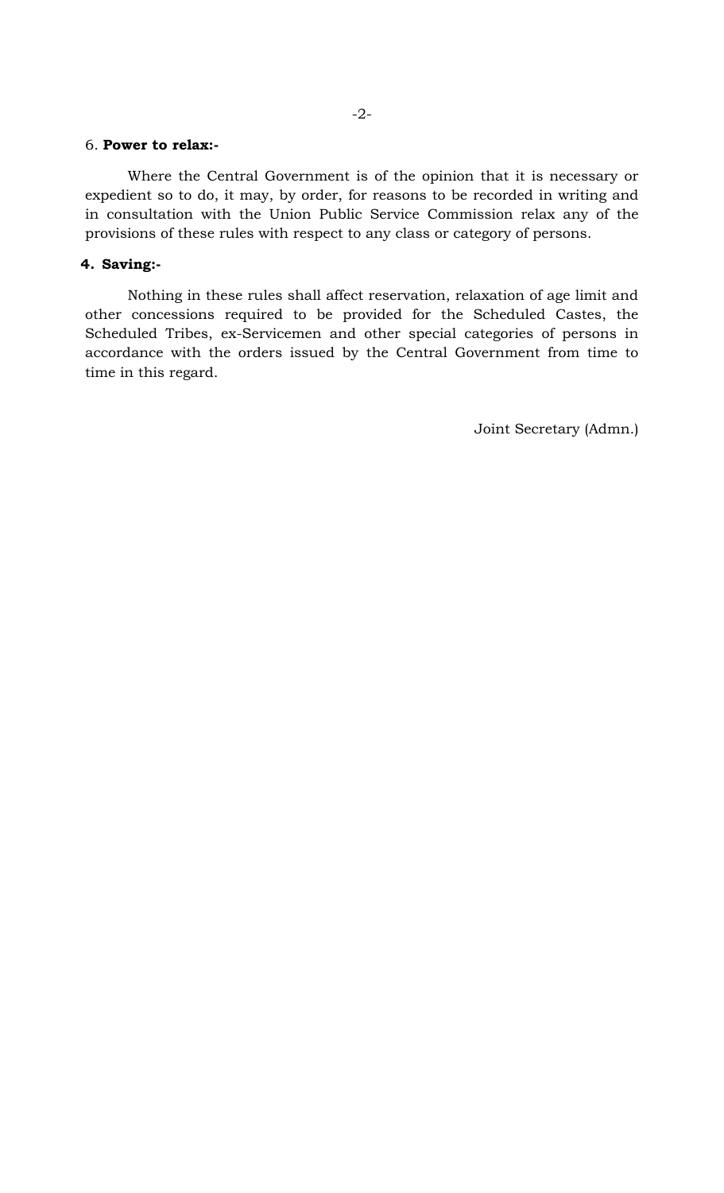6. **Power to relax:-**

Where the Central Government is of the opinion that it is necessary or expedient so to do, it may, by order, for reasons to be recorded in writing and in consultation with the Union Public Service Commission relax any of the provisions of these rules with respect to any class or category of persons.

**4. Saving:-**

Nothing in these rules shall affect reservation, relaxation of age limit and other concessions required to be provided for the Scheduled Castes, the Scheduled Tribes, ex-Servicemen and other special categories of persons in accordance with the orders issued by the Central Government from time to time in this regard.

Joint Secretary (Admn.)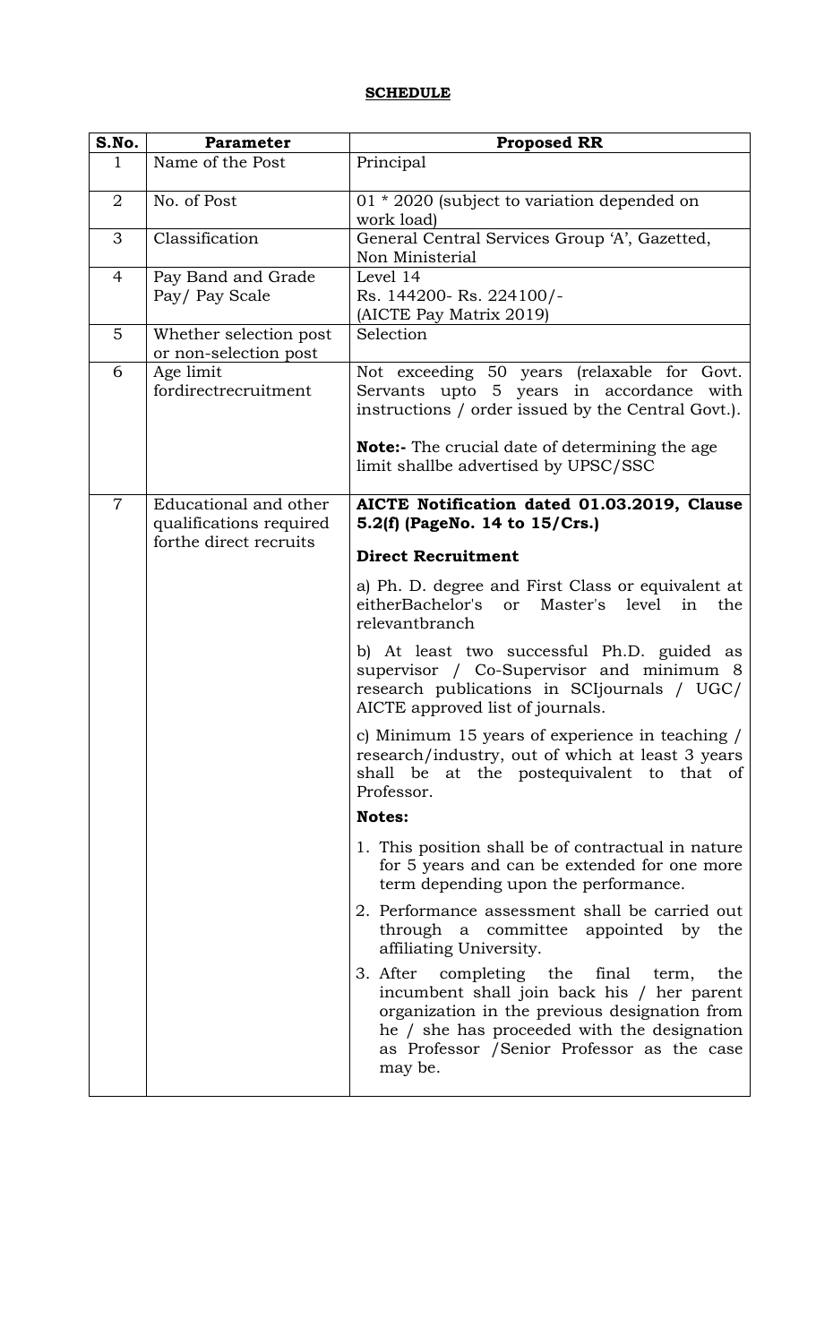**SCHEDULE**

| S.No. | Parameter | Proposed RR |
|---|---|---|
| 1 | Name of the Post | Principal |
| 2 | No. of Post | 01 * 2020 (subject to variation depended on work load) |
| 3 | Classification | General Central Services Group 'A', Gazetted, Non Ministerial |
| 4 | Pay Band and Grade Pay/ Pay Scale | Level 14<br>Rs. 144200- Rs. 224100/-<br>(AICTE Pay Matrix 2019) |
| 5 | Whether selection post or non-selection post | Selection |
| 6 | Age limit fordirectrecruitment | Not exceeding 50 years (relaxable for Govt. Servants upto 5 years in accordance with instructions / order issued by the Central Govt.).<br><br>**Note:-** The crucial date of determining the age limit shallbe advertised by UPSC/SSC |
| 7 | Educational and other qualifications required forthe direct recruits | **AICTE Notification dated 01.03.2019, Clause 5.2(f) (PageNo. 14 to 15/Crs.)**<br><br>**Direct Recruitment**<br><br>a) Ph. D. degree and First Class or equivalent at eitherBachelor's or Master's level in the relevantbranch<br><br>b) At least two successful Ph.D. guided as supervisor / Co-Supervisor and minimum 8 research publications in SCIjournals / UGC/ AICTE approved list of journals.<br><br>c) Minimum 15 years of experience in teaching / research/industry, out of which at least 3 years shall be at the postequivalent to that of Professor.<br><br>**Notes:**<br><br>1. This position shall be of contractual in nature for 5 years and can be extended for one more term depending upon the performance.<br><br>2. Performance assessment shall be carried out through a committee appointed by the affiliating University.<br><br>3. After completing the final term, the incumbent shall join back his / her parent organization in the previous designation from he / she has proceeded with the designation as Professor /Senior Professor as the case may be. |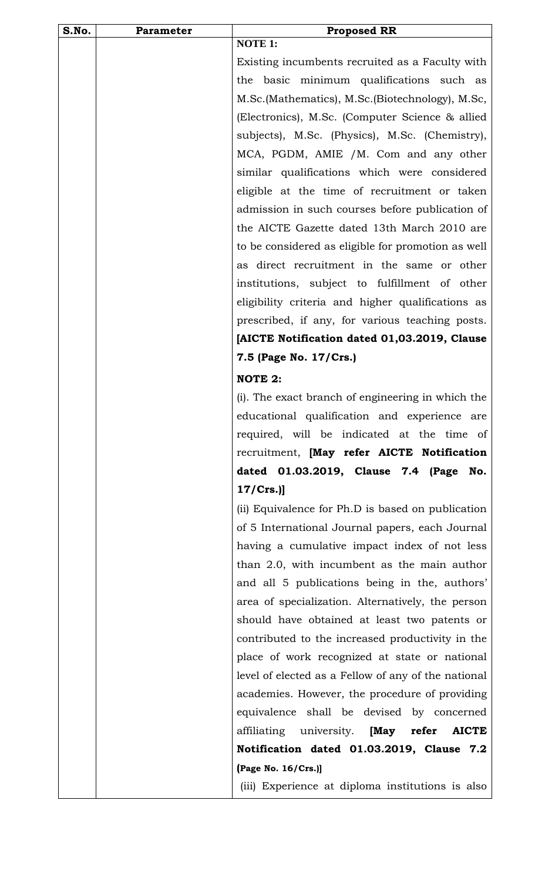| S.No. | Parameter | Proposed RR |
|---|---|---|
| | | **NOTE 1:**<br><br>Existing incumbents recruited as a Faculty with the basic minimum qualifications such as M.Sc.(Mathematics), M.Sc.(Biotechnology), M.Sc, (Electronics), M.Sc. (Computer Science & allied subjects), M.Sc. (Physics), M.Sc. (Chemistry), MCA, PGDM, AMIE /M. Com and any other similar qualifications which were considered eligible at the time of recruitment or taken admission in such courses before publication of the AICTE Gazette dated 13th March 2010 are to be considered as eligible for promotion as well as direct recruitment in the same or other institutions, subject to fulfillment of other eligibility criteria and higher qualifications as prescribed, if any, for various teaching posts. **[AICTE Notification dated 01,03.2019, Clause 7.5 (Page No. 17/Crs.)**<br><br>**NOTE 2:**<br><br>(i). The exact branch of engineering in which the educational qualification and experience are required, will be indicated at the time of recruitment, **[May refer AICTE Notification dated 01.03.2019, Clause 7.4 (Page No. 17/Crs.)]**<br><br>(ii) Equivalence for Ph.D is based on publication of 5 International Journal papers, each Journal having a cumulative impact index of not less than 2.0, with incumbent as the main author and all 5 publications being in the, authors' area of specialization. Alternatively, the person should have obtained at least two patents or contributed to the increased productivity in the place of work recognized at state or national level of elected as a Fellow of any of the national academies. However, the procedure of providing equivalence shall be devised by concerned affiliating university. **[May refer AICTE Notification dated 01.03.2019, Clause 7.2 (Page No. 16/Crs.)]**<br><br>(iii) Experience at diploma institutions is also |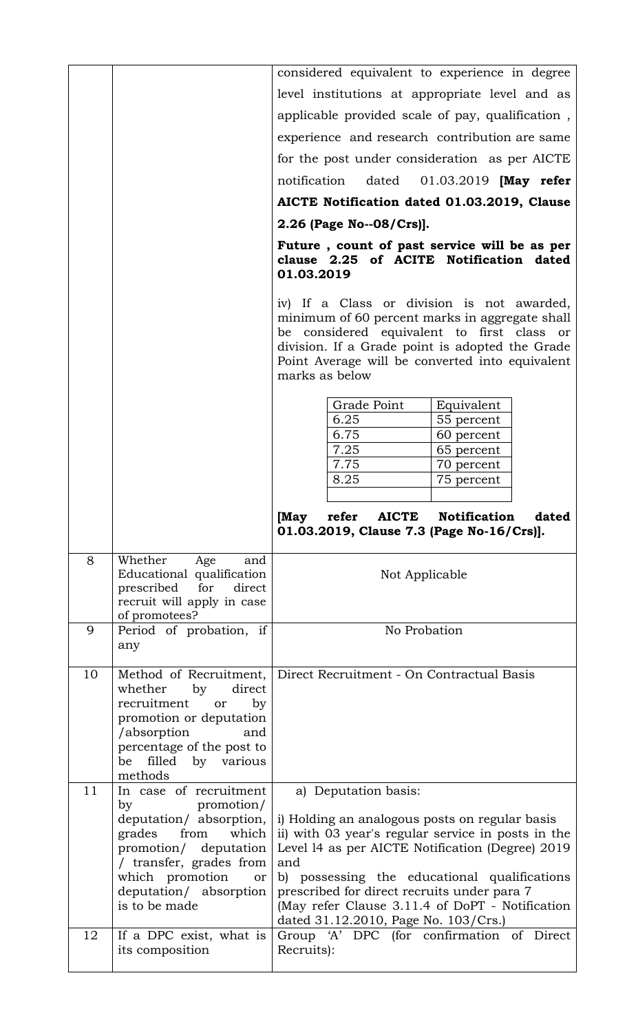| | | |
|---|---|---|
| | | considered equivalent to experience in degree level institutions at appropriate level and as applicable provided scale of pay, qualification , experience and research contribution are same for the post under consideration as per AICTE notification dated 01.03.2019 **[May refer AICTE Notification dated 01.03.2019, Clause 2.26 (Page No--08/Crs)].**<br><br>**Future , count of past service will be as per clause 2.25 of ACITE Notification dated 01.03.2019**<br><br>iv) If a Class or division is not awarded, minimum of 60 percent marks in aggregate shall be considered equivalent to first class or division. If a Grade point is adopted the Grade Point Average will be converted into equivalent marks as below<br><br>Grade Point – Equivalent<br>6.25 – 55 percent<br>6.75 – 60 percent<br>7.25 – 65 percent<br>7.75 – 70 percent<br>8.25 – 75 percent<br><br>**[May refer AICTE Notification dated 01.03.2019, Clause 7.3 (Page No-16/Crs)].** |
| 8 | Whether Age and Educational qualification prescribed for direct recruit will apply in case of promotees? | Not Applicable |
| 9 | Period of probation, if any | No Probation |
| 10 | Method of Recruitment, whether by direct recruitment or by promotion or deputation /absorption and percentage of the post to be filled by various methods | Direct Recruitment - On Contractual Basis |
| 11 | In case of recruitment by promotion/ deputation/ absorption, grades from which promotion/ deputation / transfer, grades from which promotion or deputation/ absorption is to be made | a) Deputation basis:<br><br>i) Holding an analogous posts on regular basis<br>ii) with 03 year's regular service in posts in the Level l4 as per AICTE Notification (Degree) 2019 and<br>b) possessing the educational qualifications prescribed for direct recruits under para 7<br>(May refer Clause 3.11.4 of DoPT - Notification dated 31.12.2010, Page No. 103/Crs.) |
| 12 | If a DPC exist, what is its composition | Group 'A' DPC (for confirmation of Direct Recruits): |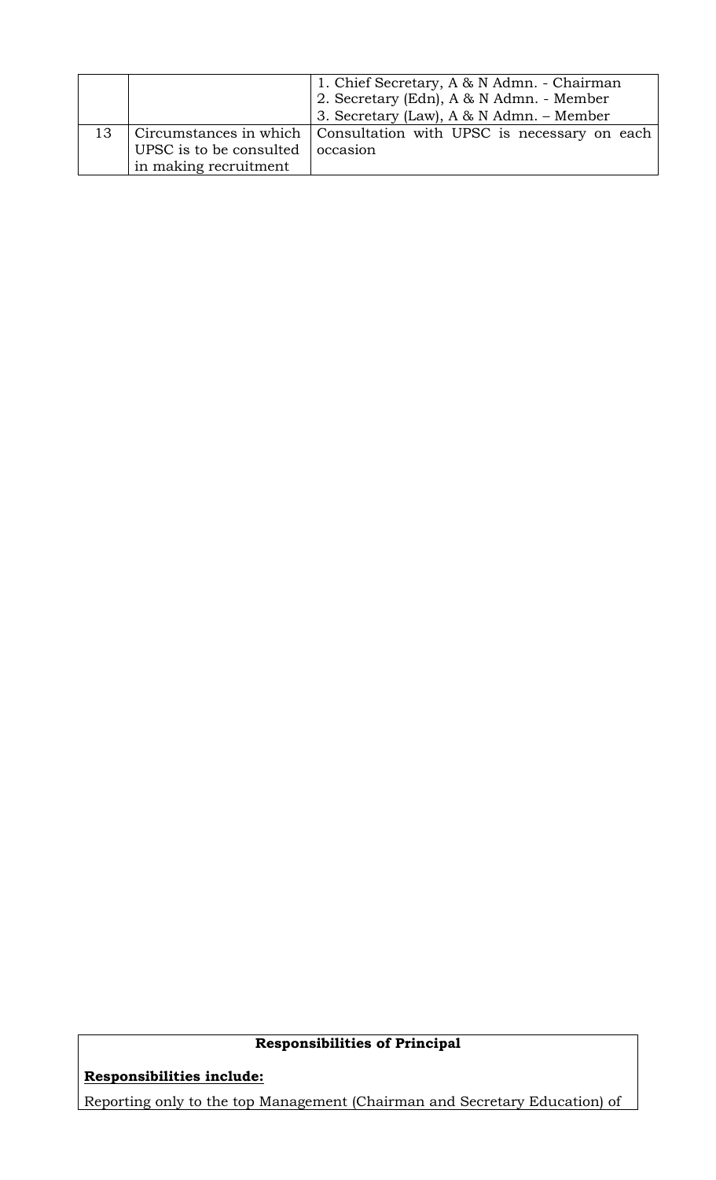|  |  |  |
|---|---|---|
|  |  | 1. Chief Secretary, A & N Admn. - Chairman<br>2. Secretary (Edn), A & N Admn. - Member<br>3. Secretary (Law), A & N Admn. – Member |
| 13 | Circumstances in which UPSC is to be consulted in making recruitment | Consultation with UPSC is necessary on each occasion |

| **Responsibilities of Principal** |
|---|
| **Responsibilities include:** |
| Reporting only to the top Management (Chairman and Secretary Education) of |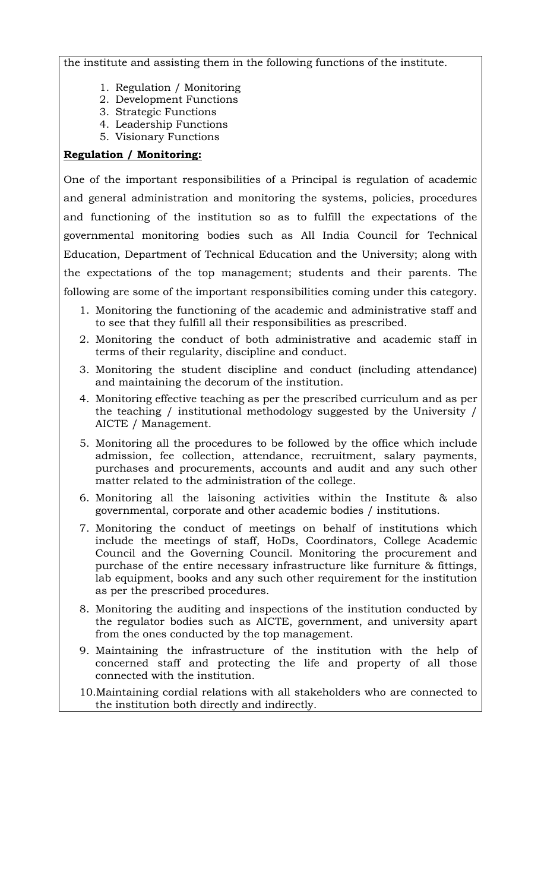the institute and assisting them in the following functions of the institute.

1. Regulation / Monitoring
2. Development Functions
3. Strategic Functions
4. Leadership Functions
5. Visionary Functions

**Regulation / Monitoring:**

One of the important responsibilities of a Principal is regulation of academic and general administration and monitoring the systems, policies, procedures and functioning of the institution so as to fulfill the expectations of the governmental monitoring bodies such as All India Council for Technical Education, Department of Technical Education and the University; along with the expectations of the top management; students and their parents. The following are some of the important responsibilities coming under this category.

1. Monitoring the functioning of the academic and administrative staff and to see that they fulfill all their responsibilities as prescribed.
2. Monitoring the conduct of both administrative and academic staff in terms of their regularity, discipline and conduct.
3. Monitoring the student discipline and conduct (including attendance) and maintaining the decorum of the institution.
4. Monitoring effective teaching as per the prescribed curriculum and as per the teaching / institutional methodology suggested by the University / AICTE / Management.
5. Monitoring all the procedures to be followed by the office which include admission, fee collection, attendance, recruitment, salary payments, purchases and procurements, accounts and audit and any such other matter related to the administration of the college.
6. Monitoring all the laisoning activities within the Institute & also governmental, corporate and other academic bodies / institutions.
7. Monitoring the conduct of meetings on behalf of institutions which include the meetings of staff, HoDs, Coordinators, College Academic Council and the Governing Council. Monitoring the procurement and purchase of the entire necessary infrastructure like furniture & fittings, lab equipment, books and any such other requirement for the institution as per the prescribed procedures.
8. Monitoring the auditing and inspections of the institution conducted by the regulator bodies such as AICTE, government, and university apart from the ones conducted by the top management.
9. Maintaining the infrastructure of the institution with the help of concerned staff and protecting the life and property of all those connected with the institution.
10. Maintaining cordial relations with all stakeholders who are connected to the institution both directly and indirectly.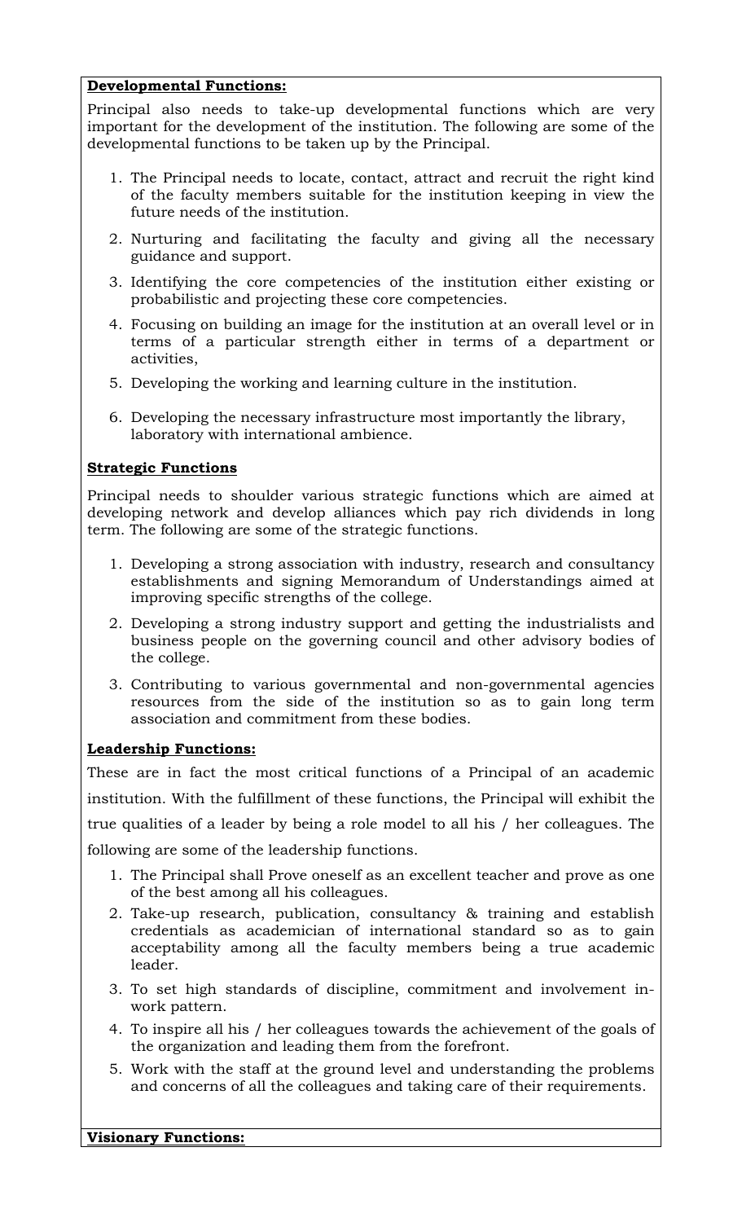**Developmental Functions:**

Principal also needs to take-up developmental functions which are very important for the development of the institution. The following are some of the developmental functions to be taken up by the Principal.

1. The Principal needs to locate, contact, attract and recruit the right kind of the faculty members suitable for the institution keeping in view the future needs of the institution.
2. Nurturing and facilitating the faculty and giving all the necessary guidance and support.
3. Identifying the core competencies of the institution either existing or probabilistic and projecting these core competencies.
4. Focusing on building an image for the institution at an overall level or in terms of a particular strength either in terms of a department or activities,
5. Developing the working and learning culture in the institution.
6. Developing the necessary infrastructure most importantly the library, laboratory with international ambience.

**Strategic Functions**

Principal needs to shoulder various strategic functions which are aimed at developing network and develop alliances which pay rich dividends in long term. The following are some of the strategic functions.

1. Developing a strong association with industry, research and consultancy establishments and signing Memorandum of Understandings aimed at improving specific strengths of the college.
2. Developing a strong industry support and getting the industrialists and business people on the governing council and other advisory bodies of the college.
3. Contributing to various governmental and non-governmental agencies resources from the side of the institution so as to gain long term association and commitment from these bodies.

**Leadership Functions:**

These are in fact the most critical functions of a Principal of an academic institution. With the fulfillment of these functions, the Principal will exhibit the true qualities of a leader by being a role model to all his / her colleagues. The following are some of the leadership functions.

1. The Principal shall Prove oneself as an excellent teacher and prove as one of the best among all his colleagues.
2. Take-up research, publication, consultancy & training and establish credentials as academician of international standard so as to gain acceptability among all the faculty members being a true academic leader.
3. To set high standards of discipline, commitment and involvement in-work pattern.
4. To inspire all his / her colleagues towards the achievement of the goals of the organization and leading them from the forefront.
5. Work with the staff at the ground level and understanding the problems and concerns of all the colleagues and taking care of their requirements.

**Visionary Functions:**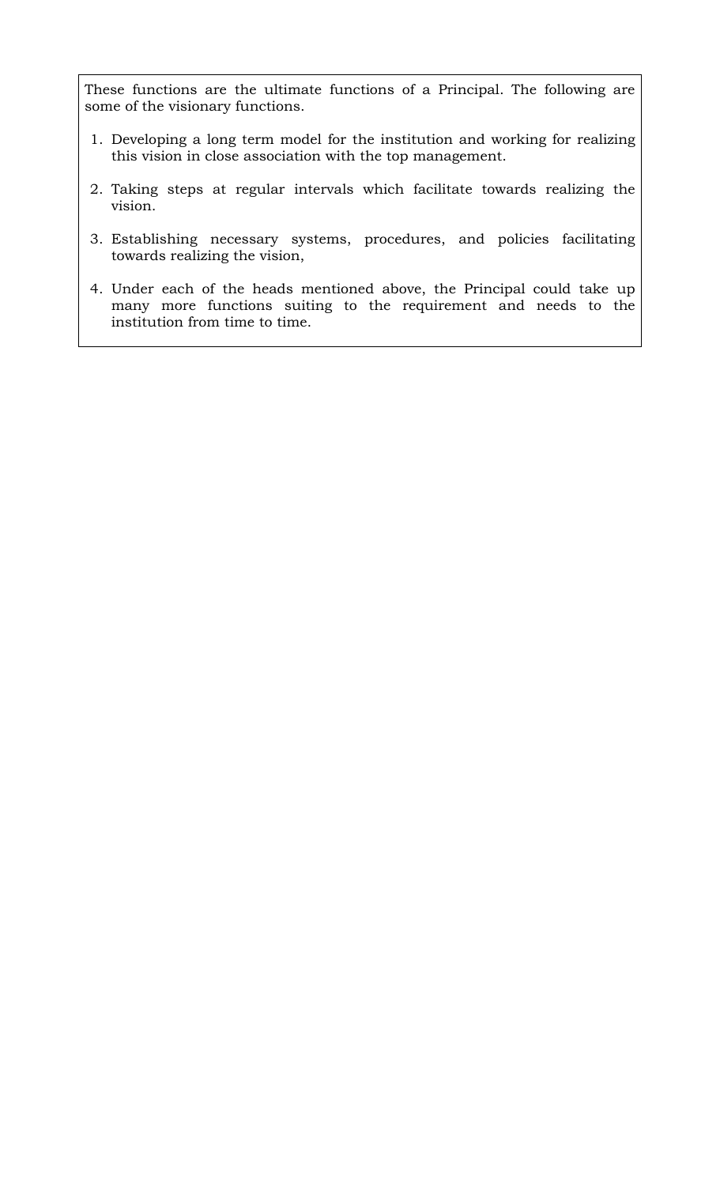These functions are the ultimate functions of a Principal. The following are some of the visionary functions.

1. Developing a long term model for the institution and working for realizing this vision in close association with the top management.
2. Taking steps at regular intervals which facilitate towards realizing the vision.
3. Establishing necessary systems, procedures, and policies facilitating towards realizing the vision,
4. Under each of the heads mentioned above, the Principal could take up many more functions suiting to the requirement and needs to the institution from time to time.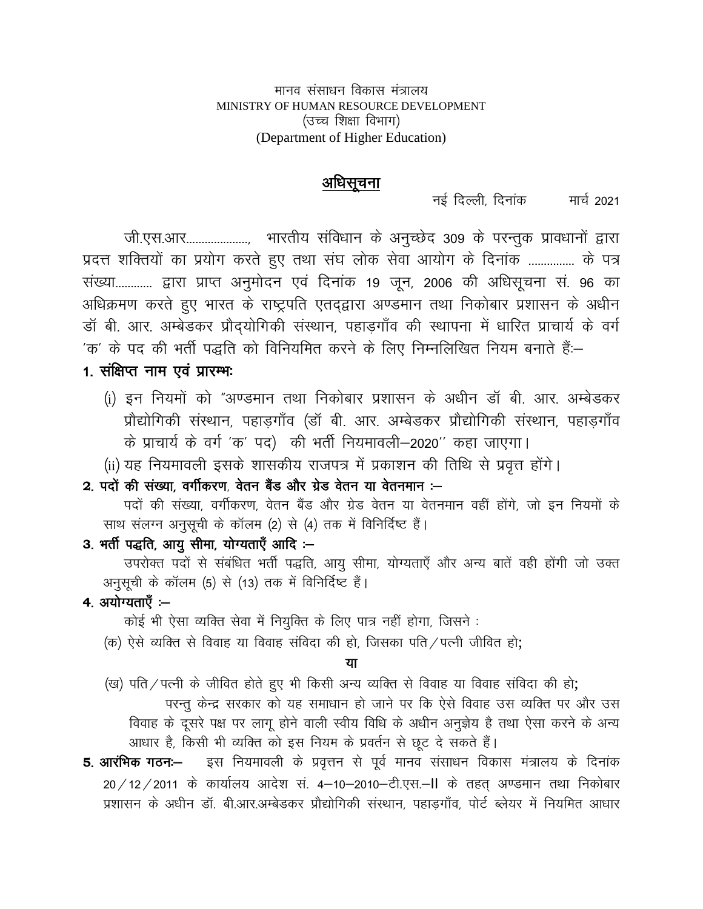मानव संसाधन विकास मंत्रालय
MINISTRY OF HUMAN RESOURCE DEVELOPMENT
(उच्च शिक्षा विभाग)
(Department of Higher Education)

## अधिसूचना

नई दिल्ली, दिनांक मार्च 2021

जी.एस.आर...................., भारतीय संविधान के अनुच्छेद 309 के परन्तुक प्रावधानों द्वारा प्रदत्त शक्तियों का प्रयोग करते हुए तथा संघ लोक सेवा आयोग के दिनांक .............. के पत्र संख्या........... द्वारा प्राप्त अनुमोदन एवं दिनांक 19 जून, 2006 की अधिसूचना सं. 96 का अधिक्रमण करते हुए भारत के राष्ट्रपति एतद्द्वारा अण्डमान तथा निकोबार प्रशासन के अधीन डॉ बी. आर. अम्बेडकर प्रौद्योगिकी संस्थान, पहाड़गाँव की स्थापना में धारित प्राचार्य के वर्ग 'क' के पद की भर्ती पद्धति को विनियमित करने के लिए निम्नलिखित नियम बनाते हैं:–

**1. संक्षिप्त नाम एवं प्रारम्भः**

(i) इन नियमों को "अण्डमान तथा निकोबार प्रशासन के अधीन डॉ बी. आर. अम्बेडकर प्रौद्योगिकी संस्थान, पहाड़गाँव (डॉ बी. आर. अम्बेडकर प्रौद्योगिकी संस्थान, पहाड़गाँव के प्राचार्य के वर्ग 'क' पद) की भर्ती नियमावली–2020'' कहा जाएगा।

(ii) यह नियमावली इसके शासकीय राजपत्र में प्रकाशन की तिथि से प्रवृत्त होंगे।

**2. पदों की संख्या, वर्गीकरण, वेतन बैंड और ग्रेड वेतन या वेतनमान :–**

पदों की संख्या, वर्गीकरण, वेतन बैंड और ग्रेड वेतन या वेतनमान वहीं होंगे, जो इन नियमों के साथ संलग्न अनुसूची के कॉलम (2) से (4) तक में विनिर्दिष्ट हैं।

**3. भर्ती पद्धति, आयु सीमा, योग्यताएँ आदि :–**

उपरोक्त पदों से संबंधित भर्ती पद्धति, आयु सीमा, योग्यताएँ और अन्य बातें वही होंगी जो उक्त अनुसूची के कॉलम (5) से (13) तक में विनिर्दिष्ट हैं।

**4. अयोग्यताएँ :–**

कोई भी ऐसा व्यक्ति सेवा में नियुक्ति के लिए पात्र नहीं होगा, जिसने :

(क) ऐसे व्यक्ति से विवाह या विवाह संविदा की हो, जिसका पति/पत्नी जीवित हो;

**या**

(ख) पति/पत्नी के जीवित होते हुए भी किसी अन्य व्यक्ति से विवाह या विवाह संविदा की हो;

परन्तु केन्द्र सरकार को यह समाधान हो जाने पर कि ऐसे विवाह उस व्यक्ति पर और उस विवाह के दूसरे पक्ष पर लागू होने वाली स्वीय विधि के अधीन अनुज्ञेय है तथा ऐसा करने के अन्य आधार है, किसी भी व्यक्ति को इस नियम के प्रवर्तन से छूट दे सकते हैं।

**5. आरंभिक गठनः–** इस नियमावली के प्रवृत्तन से पूर्व मानव संसाधन विकास मंत्रालय के दिनांक 20/12/2011 के कार्यालय आदेश सं. 4–10–2010–टी.एस.–II के तहत् अण्डमान तथा निकोबार प्रशासन के अधीन डॉ. बी.आर.अम्बेडकर प्रौद्योगिकी संस्थान, पहाड़गाँव, पोर्ट ब्लेयर में नियमित आधार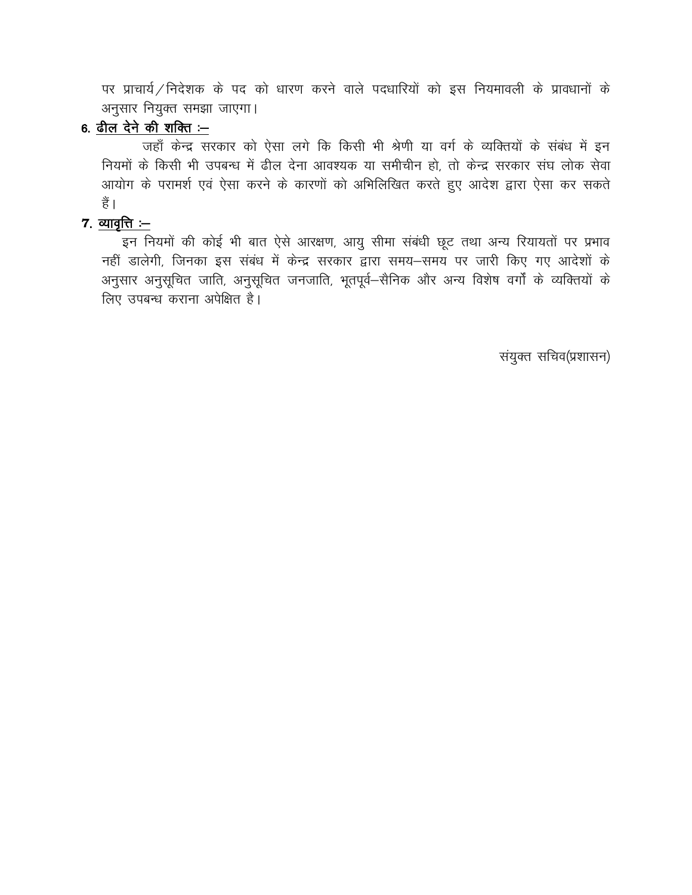पर प्राचार्य/निदेशक के पद को धारण करने वाले पदधारियों को इस नियमावली के प्रावधानों के अनुसार नियुक्त समझा जाएगा।

**6. <u>ढील देने की शक्ति :–</u>**

जहाँ केन्द्र सरकार को ऐसा लगे कि किसी भी श्रेणी या वर्ग के व्यक्तियों के संबंध में इन नियमों के किसी भी उपबन्ध में ढील देना आवश्यक या समीचीन हो, तो केन्द्र सरकार संघ लोक सेवा आयोग के परामर्श एवं ऐसा करने के कारणों को अभिलिखित करते हुए आदेश द्वारा ऐसा कर सकते हैं।

**7. <u>व्यावृत्ति :–</u>**

इन नियमों की कोई भी बात ऐसे आरक्षण, आयु सीमा संबंधी छूट तथा अन्य रियायतों पर प्रभाव नहीं डालेगी, जिनका इस संबंध में केन्द्र सरकार द्वारा समय–समय पर जारी किए गए आदेशों के अनुसार अनुसूचित जाति, अनुसूचित जनजाति, भूतपूर्व–सैनिक और अन्य विशेष वर्गों के व्यक्तियों के लिए उपबन्ध कराना अपेक्षित है।

संयुक्त सचिव(प्रशासन)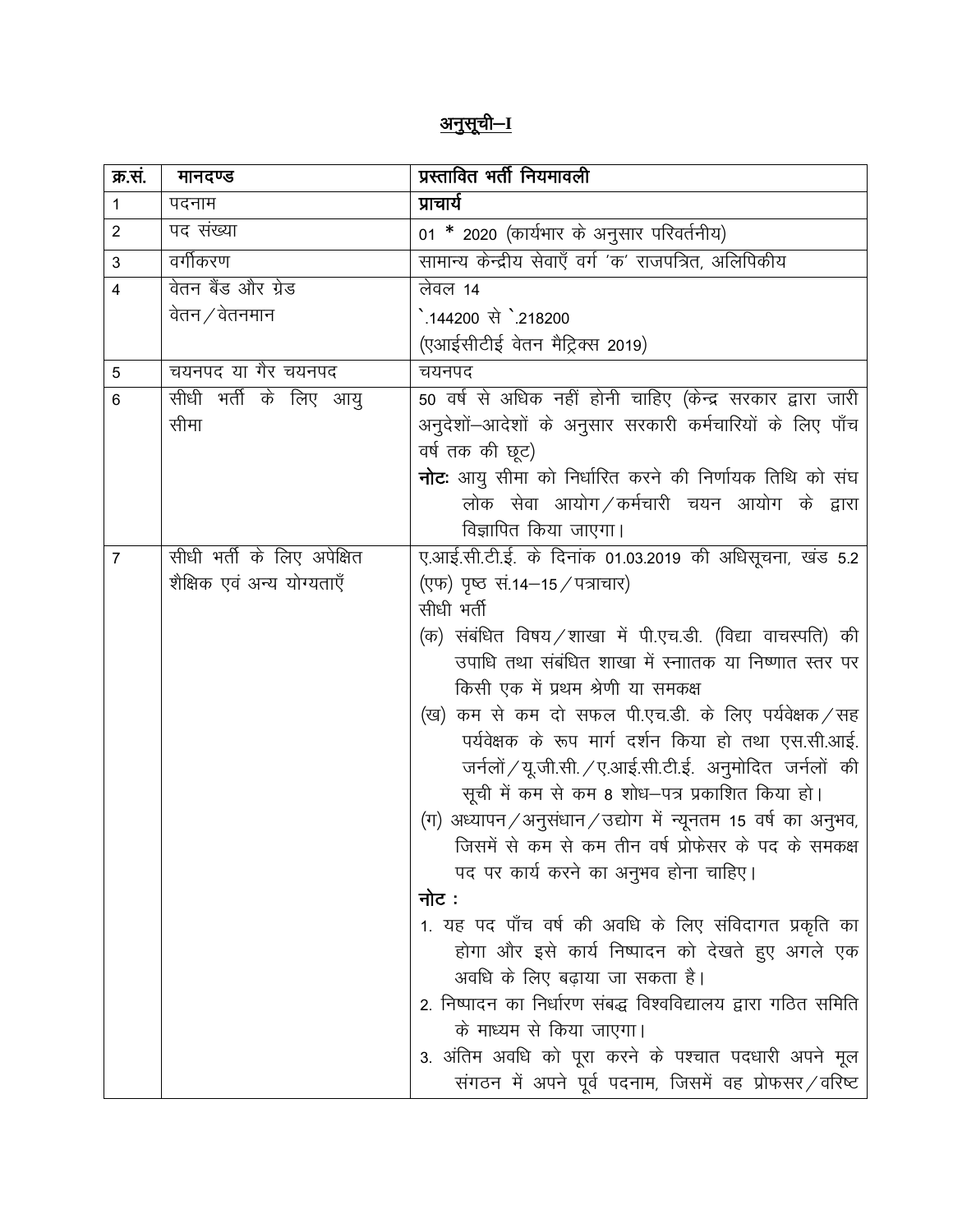## अनुसूची–I

| क्र.सं. | मानदण्ड | प्रस्तावित भर्ती नियमावली |
|---|---|---|
| 1 | पदनाम | **प्राचार्य** |
| 2 | पद संख्या | 01 * 2020 (कार्यभार के अनुसार परिवर्तनीय) |
| 3 | वर्गीकरण | सामान्य केन्द्रीय सेवाएँ वर्ग 'क' राजपत्रित, अलिपिकीय |
| 4 | वेतन बैंड और ग्रेड वेतन/वेतनमान | लेवल 14<br>`.144200 से `.218200<br>(एआईसीटीई वेतन मैट्रिक्स 2019) |
| 5 | चयनपद या गैर चयनपद | चयनपद |
| 6 | सीधी भर्ती के लिए आयु सीमा | 50 वर्ष से अधिक नहीं होनी चाहिए (केन्द्र सरकार द्वारा जारी अनुदेशों–आदेशों के अनुसार सरकारी कर्मचारियों के लिए पाँच वर्ष तक की छूट)<br>**नोटः** आयु सीमा को निर्धारित करने की निर्णायक तिथि को संघ लोक सेवा आयोग/कर्मचारी चयन आयोग के द्वारा विज्ञापित किया जाएगा। |
| 7 | सीधी भर्ती के लिए अपेक्षित शैक्षिक एवं अन्य योग्यताएँ | ए.आई.सी.टी.ई. के दिनांक 01.03.2019 की अधिसूचना, खंड 5.2 (एफ) पृष्ठ सं.14–15/पत्राचार)<br>सीधी भर्ती<br>(क) संबंधित विषय/शाखा में पी.एच.डी. (विद्या वाचस्पति) की उपाधि तथा संबंधित शाखा में स्नाातक या निष्णात स्तर पर किसी एक में प्रथम श्रेणी या समकक्ष<br>(ख) कम से कम दो सफल पी.एच.डी. के लिए पर्यवेक्षक/सह पर्यवेक्षक के रूप मार्ग दर्शन किया हो तथा एस.सी.आई. जर्नलों/यू.जी.सी./ए.आई.सी.टी.ई. अनुमोदित जर्नलों की सूची में कम से कम 8 शोध–पत्र प्रकाशित किया हो।<br>(ग) अध्यापन/अनुसंधान/उद्योग में न्यूनतम 15 वर्ष का अनुभव, जिसमें से कम से कम तीन वर्ष प्रोफेसर के पद के समकक्ष पद पर कार्य करने का अनुभव होना चाहिए।<br>**नोट :**<br>1. यह पद पाँच वर्ष की अवधि के लिए संविदागत प्रकृति का होगा और इसे कार्य निष्पादन को देखते हुए अगले एक अवधि के लिए बढ़ाया जा सकता है।<br>2. निष्पादन का निर्धारण संबद्ध विश्वविद्यालय द्वारा गठित समिति के माध्यम से किया जाएगा।<br>3. अंतिम अवधि को पूरा करने के पश्चात पदधारी अपने मूल संगठन में अपने पूर्व पदनाम, जिसमें वह प्रोफसर/वरिष्ट |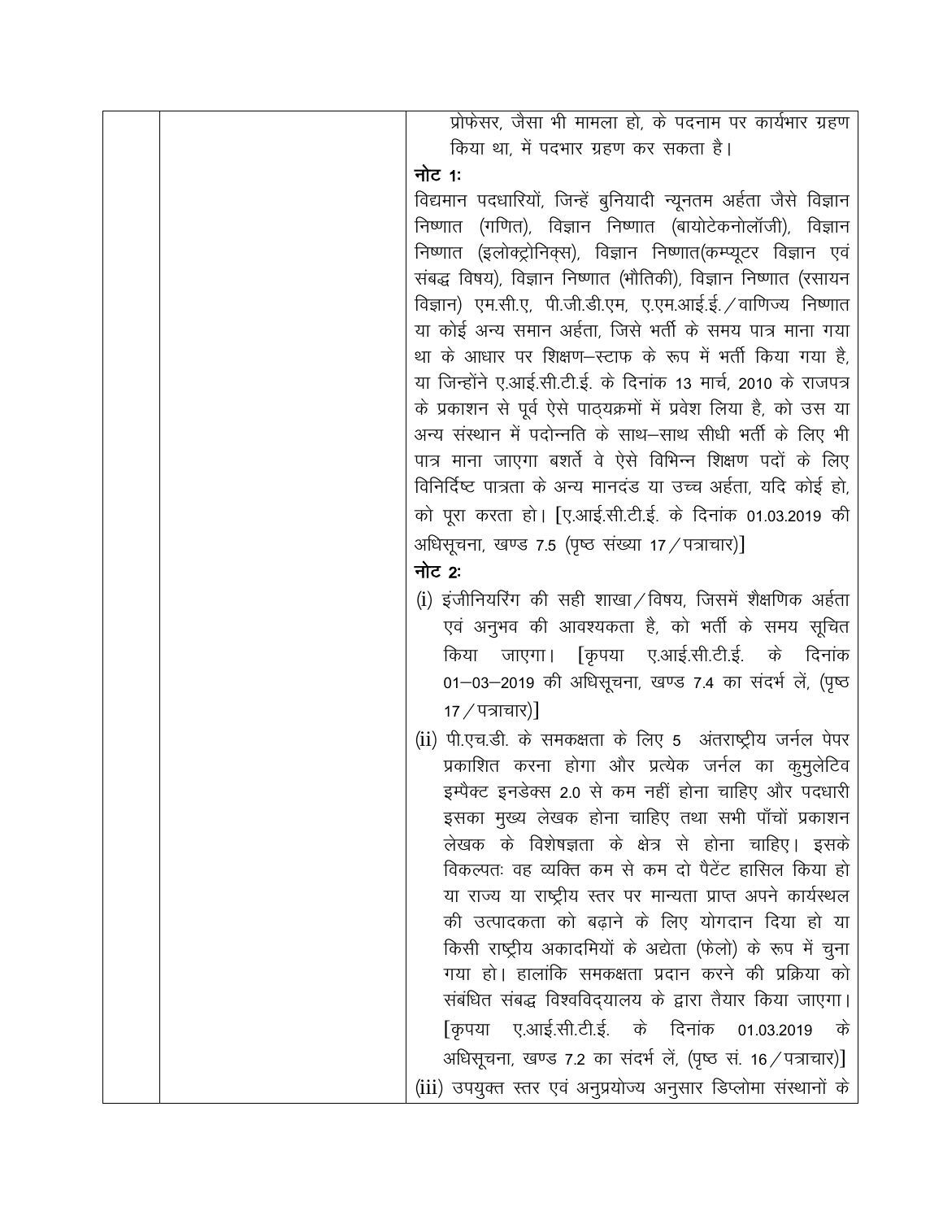| | | प्रोफेसर, जैसा भी मामला हो, के पदनाम पर कार्यभार ग्रहण किया था, में पदभार ग्रहण कर सकता है।<br><br>**नोट 1:**<br>विद्यमान पदधारियों, जिन्हें बुनियादी न्यूनतम अर्हता जैसे विज्ञान निष्णात (गणित), विज्ञान निष्णात (बायोटेकनोलॉजी), विज्ञान निष्णात (इलोक्ट्रोनिक्स), विज्ञान निष्णात(कम्प्यूटर विज्ञान एवं संबद्ध विषय), विज्ञान निष्णात (भौतिकी), विज्ञान निष्णात (रसायन विज्ञान) एम.सी.ए, पी.जी.डी.एम, ए.एम.आई.ई./वाणिज्य निष्णात या कोई अन्य समान अर्हता, जिसे भर्ती के समय पात्र माना गया था के आधार पर शिक्षण–स्टाफ के रूप में भर्ती किया गया है, या जिन्होंने ए.आई.सी.टी.ई. के दिनांक 13 मार्च, 2010 के राजपत्र के प्रकाशन से पूर्व ऐसे पाठ्यक्रमों में प्रवेश लिया है, को उस या अन्य संस्थान में पदोन्नति के साथ–साथ सीधी भर्ती के लिए भी पात्र माना जाएगा बशर्ते वे ऐसे विभिन्न शिक्षण पदों के लिए विनिर्दिष्ट पात्रता के अन्य मानदंड या उच्च अर्हता, यदि कोई हो, को पूरा करता हो। [ए.आई.सी.टी.ई. के दिनांक 01.03.2019 की अधिसूचना, खण्ड 7.5 (पृष्ठ संख्या 17/पत्राचार)]<br><br>**नोट 2:**<br>(i) इंजीनियरिंग की सही शाखा/विषय, जिसमें शैक्षणिक अर्हता एवं अनुभव की आवश्यकता है, को भर्ती के समय सूचित किया जाएगा। [कृपया ए.आई.सी.टी.ई. के दिनांक 01–03–2019 की अधिसूचना, खण्ड 7.4 का संदर्भ लें, (पृष्ठ 17/पत्राचार)]<br>(ii) पी.एच.डी. के समकक्षता के लिए 5 अंतराष्ट्रीय जर्नल पेपर प्रकाशित करना होगा और प्रत्येक जर्नल का कुमुलेटिव इम्पैक्ट इनडेक्स 2.0 से कम नहीं होना चाहिए और पदधारी इसका मुख्य लेखक होना चाहिए तथा सभी पाँचों प्रकाशन लेखक के विशेषज्ञता के क्षेत्र से होना चाहिए। इसके विकल्पतः वह व्यक्ति कम से कम दो पैटेंट हासिल किया हो या राज्य या राष्ट्रीय स्तर पर मान्यता प्राप्त अपने कार्यस्थल की उत्पादकता को बढ़ाने के लिए योगदान दिया हो या किसी राष्ट्रीय अकादमियों के अद्येता (फेलो) के रूप में चुना गया हो। हालांकि समकक्षता प्रदान करने की प्रक्रिया को संबंधित संबद्ध विश्वविद्यालय के द्वारा तैयार किया जाएगा। [कृपया ए.आई.सी.टी.ई. के दिनांक 01.03.2019 के अधिसूचना, खण्ड 7.2 का संदर्भ लें, (पृष्ठ सं. 16/पत्राचार)]<br>(iii) उपयुक्त स्तर एवं अनुप्रयोज्य अनुसार डिप्लोमा संस्थानों के |
|---|---|---|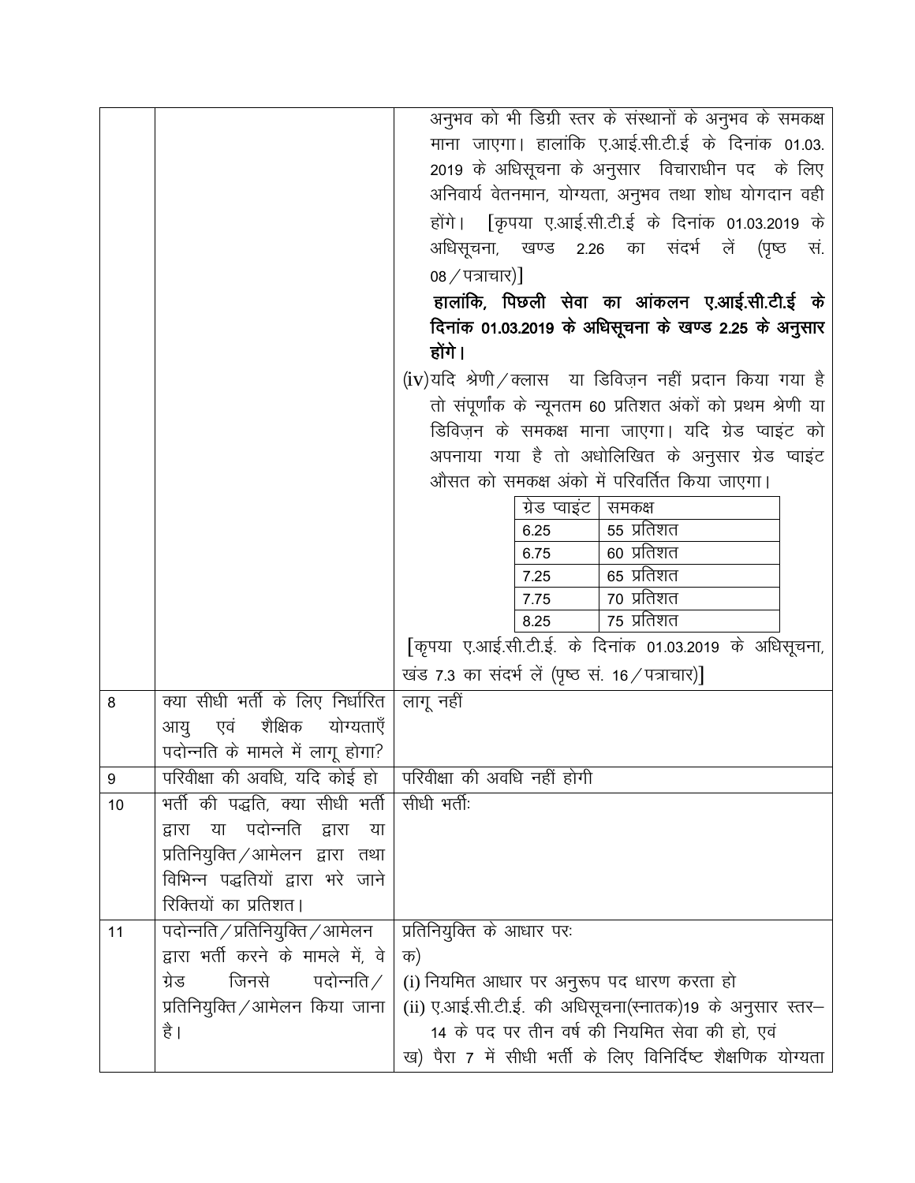| | | |
|---|---|---|
| | | अनुभव को भी डिग्री स्तर के संस्थानों के अनुभव के समकक्ष माना जाएगा। हालांकि ए.आई.सी.टी.ई के दिनांक 01.03.2019 के अधिसूचना के अनुसार विचाराधीन पद के लिए अनिवार्य वेतनमान, योग्यता, अनुभव तथा शोध योगदान वही होंगे। [कृपया ए.आई.सी.टी.ई के दिनांक 01.03.2019 के अधिसूचना, खण्ड 2.26 का संदर्भ लें (पृष्ठ सं. 08/पत्राचार)]<br><br>**हालांकि, पिछली सेवा का आंकलन ए.आई.सी.टी.ई के दिनांक 01.03.2019 के अधिसूचना के खण्ड 2.25 के अनुसार होंगे।**<br><br>(iv) यदि श्रेणी/क्लास या डिविज़न नहीं प्रदान किया गया है तो संपूर्णांक के न्यूनतम 60 प्रतिशत अंकों को प्रथम श्रेणी या डिविज़न के समकक्ष माना जाएगा। यदि ग्रेड प्वाइंट को अपनाया गया है तो अधोलिखित के अनुसार ग्रेड प्वाइंट औसत को समकक्ष अंको में परिवर्तित किया जाएगा।<br><br>ग्रेड प्वाइंट — समकक्ष<br>6.25 — 55 प्रतिशत<br>6.75 — 60 प्रतिशत<br>7.25 — 65 प्रतिशत<br>7.75 — 70 प्रतिशत<br>8.25 — 75 प्रतिशत<br><br>[कृपया ए.आई.सी.टी.ई. के दिनांक 01.03.2019 के अधिसूचना, खंड 7.3 का संदर्भ लें (पृष्ठ सं. 16/पत्राचार)] |
| 8 | क्या सीधी भर्ती के लिए निर्धारित आयु एवं शैक्षिक योग्यताएँ पदोन्नति के मामले में लागू होगा? | लागू नहीं |
| 9 | परिवीक्षा की अवधि, यदि कोई हो | परिवीक्षा की अवधि नहीं होगी |
| 10 | भर्ती की पद्धति, क्या सीधी भर्ती द्वारा या पदोन्नति द्वारा या प्रतिनियुक्ति/आमेलन द्वारा तथा विभिन्न पद्धतियों द्वारा भरे जाने रिक्तियों का प्रतिशत। | सीधी भर्तीः |
| 11 | पदोन्नति/प्रतिनियुक्ति/आमेलन द्वारा भर्ती करने के मामले में, वे ग्रेड जिनसे पदोन्नति/प्रतिनियुक्ति/आमेलन किया जाना है। | प्रतिनियुक्ति के आधार परः<br>क)<br>(i) नियमित आधार पर अनुरूप पद धारण करता हो<br>(ii) ए.आई.सी.टी.ई. की अधिसूचना(स्नातक)19 के अनुसार स्तर–14 के पद पर तीन वर्ष की नियमित सेवा की हो, एवं<br>ख) पैरा 7 में सीधी भर्ती के लिए विनिर्दिष्ट शैक्षणिक योग्यता |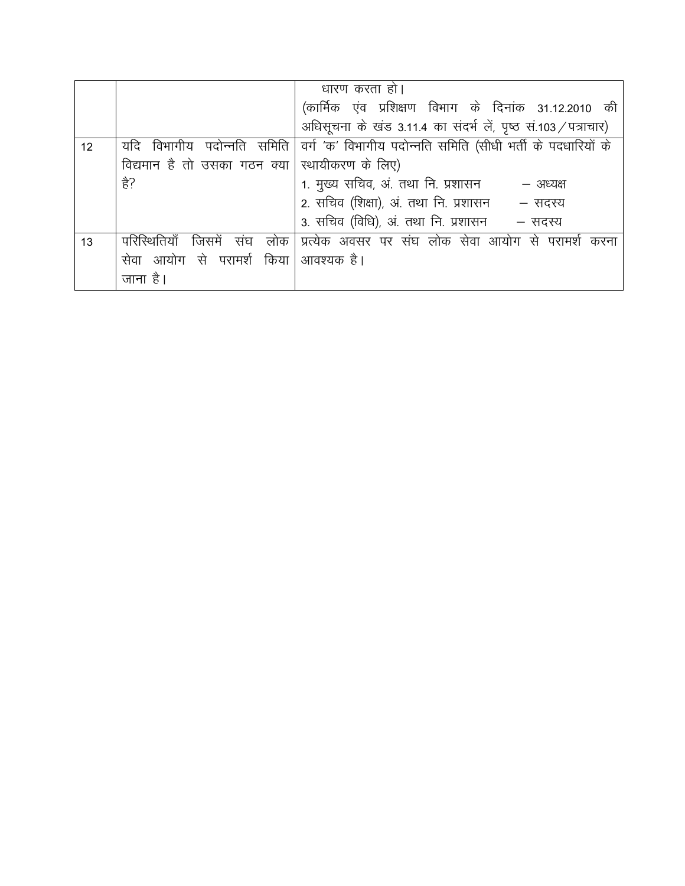| | | |
|---|---|---|
| | | धारण करता हो।<br>(कार्मिक एंव प्रशिक्षण विभाग के दिनांक 31.12.2010 की अधिसूचना के खंड 3.11.4 का संदर्भ लें, पृष्ठ सं.103/पत्राचार) |
| 12 | यदि विभागीय पदोन्नति समिति विद्यमान है तो उसका गठन क्या है? | वर्ग 'क' विभागीय पदोन्नति समिति (सीधी भर्ती के पदधारियों के स्थायीकरण के लिए)<br>1. मुख्य सचिव, अं. तथा नि. प्रशासन – अध्यक्ष<br>2. सचिव (शिक्षा), अं. तथा नि. प्रशासन – सदस्य<br>3. सचिव (विधि), अं. तथा नि. प्रशासन – सदस्य |
| 13 | परिस्थितियाँ जिसमें संघ लोक सेवा आयोग से परामर्श किया जाना है। | प्रत्येक अवसर पर संघ लोक सेवा आयोग से परामर्श करना आवश्यक है। |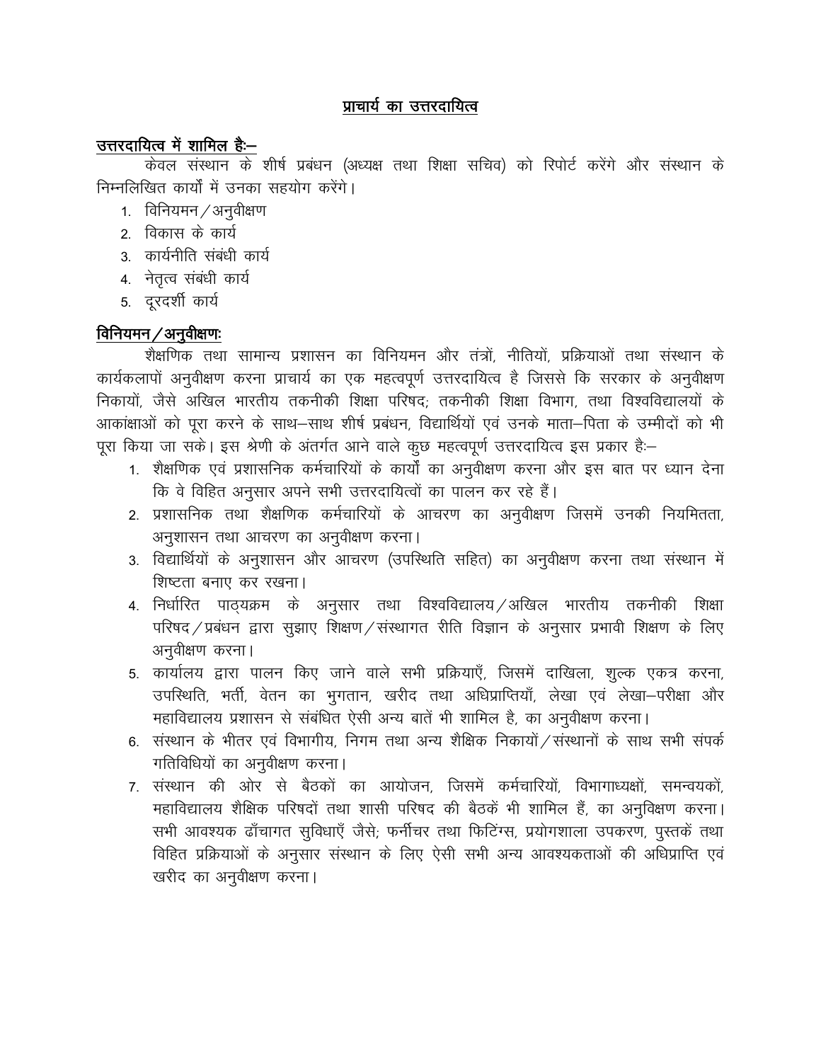## प्राचार्य का उत्तरदायित्व

**उत्तरदायित्व में शामिल हैः–**

केवल संस्थान के शीर्ष प्रबंधन (अध्यक्ष तथा शिक्षा सचिव) को रिपोर्ट करेंगे और संस्थान के निम्नलिखित कार्यों में उनका सहयोग करेंगे।

1. विनियमन / अनुवीक्षण
2. विकास के कार्य
3. कार्यनीति संबंधी कार्य
4. नेतृत्व संबंधी कार्य
5. दूरदर्शी कार्य

**विनियमन / अनुवीक्षणः**

शैक्षणिक तथा सामान्य प्रशासन का विनियमन और तंत्रों, नीतियों, प्रक्रियाओं तथा संस्थान के कार्यकलापों अनुवीक्षण करना प्राचार्य का एक महत्वपूर्ण उत्तरदायित्व है जिससे कि सरकार के अनुवीक्षण निकायों, जैसे अखिल भारतीय तकनीकी शिक्षा परिषद; तकनीकी शिक्षा विभाग, तथा विश्वविद्यालयों के आकांक्षाओं को पूरा करने के साथ–साथ शीर्ष प्रबंधन, विद्यार्थियों एवं उनके माता–पिता के उम्मीदों को भी पूरा किया जा सके। इस श्रेणी के अंतर्गत आने वाले कुछ महत्वपूर्ण उत्तरदायित्व इस प्रकार हैः–

1. शैक्षणिक एवं प्रशासनिक कर्मचारियों के कार्यों का अनुवीक्षण करना और इस बात पर ध्यान देना कि वे विहित अनुसार अपने सभी उत्तरदायित्वों का पालन कर रहे हैं।
2. प्रशासनिक तथा शैक्षणिक कर्मचारियों के आचरण का अनुवीक्षण जिसमें उनकी नियमितता, अनुशासन तथा आचरण का अनुवीक्षण करना।
3. विद्यार्थियों के अनुशासन और आचरण (उपस्थिति सहित) का अनुवीक्षण करना तथा संस्थान में शिष्टता बनाए कर रखना।
4. निर्धारित पाठ्यक्रम के अनुसार तथा विश्वविद्यालय / अखिल भारतीय तकनीकी शिक्षा परिषद / प्रबंधन द्वारा सुझाए शिक्षण / संस्थागत रीति विज्ञान के अनुसार प्रभावी शिक्षण के लिए अनुवीक्षण करना।
5. कार्यालय द्वारा पालन किए जाने वाले सभी प्रक्रियाएँ, जिसमें दाखिला, शुल्क एकत्र करना, उपस्थिति, भर्ती, वेतन का भुगतान, खरीद तथा अधिप्राप्तियाँ, लेखा एवं लेखा–परीक्षा और महाविद्यालय प्रशासन से संबंधित ऐसी अन्य बातें भी शामिल है, का अनुवीक्षण करना।
6. संस्थान के भीतर एवं विभागीय, निगम तथा अन्य शैक्षिक निकायों / संस्थानों के साथ सभी संपर्क गतिविधियों का अनुवीक्षण करना।
7. संस्थान की ओर से बैठकों का आयोजन, जिसमें कर्मचारियों, विभागाध्यक्षों, समन्वयकों, महाविद्यालय शैक्षिक परिषदों तथा शासी परिषद की बैठकें भी शामिल हैं, का अनुविक्षण करना। सभी आवश्यक ढाँचागत सुविधाएँ जैसे; फर्नीचर तथा फिटिंग्स, प्रयोगशाला उपकरण, पुस्तकें तथा विहित प्रक्रियाओं के अनुसार संस्थान के लिए ऐसी सभी अन्य आवश्यकताओं की अधिप्राप्ति एवं खरीद का अनुवीक्षण करना।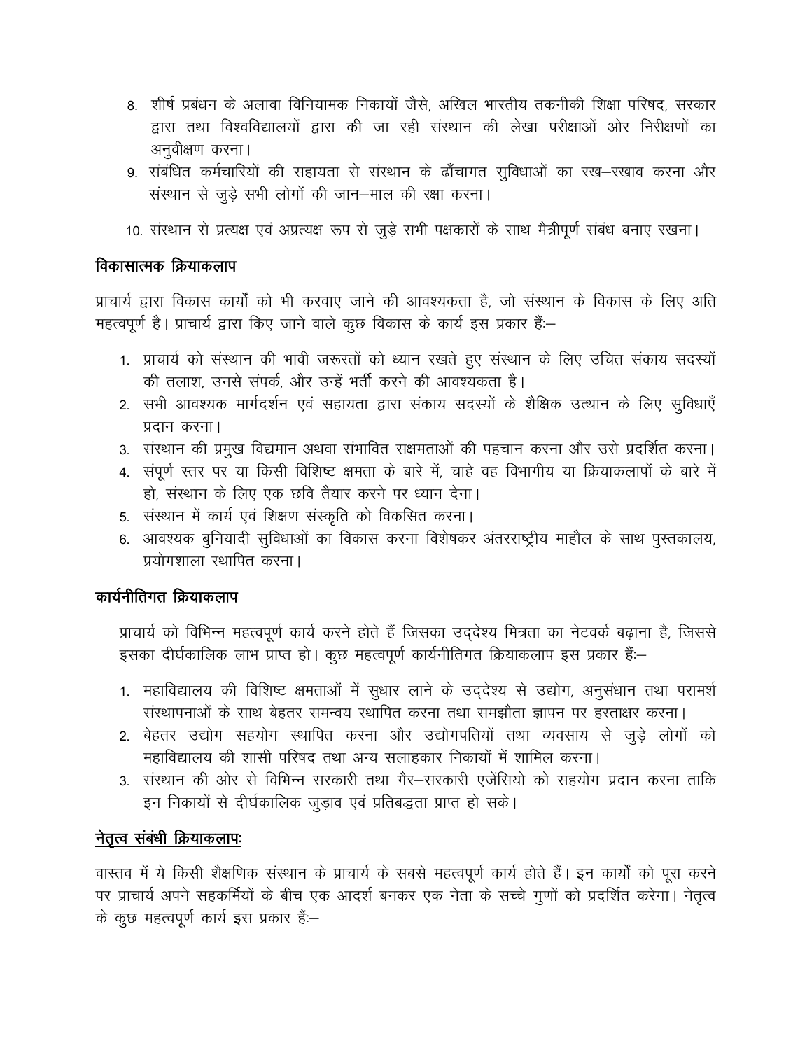8. शीर्ष प्रबंधन के अलावा विनियामक निकायों जैसे, अखिल भारतीय तकनीकी शिक्षा परिषद, सरकार द्वारा तथा विश्वविद्यालयों द्वारा की जा रही संस्थान की लेखा परीक्षाओं ओर निरीक्षणों का अनुवीक्षण करना।
9. संबंधित कर्मचारियों की सहायता से संस्थान के ढाँचागत सुविधाओं का रख–रखाव करना और संस्थान से जुड़े सभी लोगों की जान–माल की रक्षा करना।
10. संस्थान से प्रत्यक्ष एवं अप्रत्यक्ष रूप से जुड़े सभी पक्षकारों के साथ मैत्रीपूर्ण संबंध बनाए रखना।

## विकासात्मक क्रियाकलाप

प्राचार्य द्वारा विकास कार्यों को भी करवाए जाने की आवश्यकता है, जो संस्थान के विकास के लिए अति महत्वपूर्ण है। प्राचार्य द्वारा किए जाने वाले कुछ विकास के कार्य इस प्रकार हैं:–

1. प्राचार्य को संस्थान की भावी जरूरतों को ध्यान रखते हुए संस्थान के लिए उचित संकाय सदस्यों की तलाश, उनसे संपर्क, और उन्हें भर्ती करने की आवश्यकता है।
2. सभी आवश्यक मार्गदर्शन एवं सहायता द्वारा संकाय सदस्यों के शैक्षिक उत्थान के लिए सुविधाएँ प्रदान करना।
3. संस्थान की प्रमुख विद्यमान अथवा संभावित सक्षमताओं की पहचान करना और उसे प्रदर्शित करना।
4. संपूर्ण स्तर पर या किसी विशिष्ट क्षमता के बारे में, चाहे वह विभागीय या क्रियाकलापों के बारे में हो, संस्थान के लिए एक छवि तैयार करने पर ध्यान देना।
5. संस्थान में कार्य एवं शिक्षण संस्कृति को विकसित करना।
6. आवश्यक बुनियादी सुविधाओं का विकास करना विशेषकर अंतरराष्ट्रीय माहौल के साथ पुस्तकालय, प्रयोगशाला स्थापित करना।

## कार्यनीतिगत क्रियाकलाप

प्राचार्य को विभिन्न महत्वपूर्ण कार्य करने होते हैं जिसका उद्देश्य मित्रता का नेटवर्क बढ़ाना है, जिससे इसका दीर्घकालिक लाभ प्राप्त हो। कुछ महत्वपूर्ण कार्यनीतिगत क्रियाकलाप इस प्रकार हैं:–

1. महाविद्यालय की विशिष्ट क्षमताओं में सुधार लाने के उद्देश्य से उद्योग, अनुसंधान तथा परामर्श संस्थापनाओं के साथ बेहतर समन्वय स्थापित करना तथा समझौता ज्ञापन पर हस्ताक्षर करना।
2. बेहतर उद्योग सहयोग स्थापित करना और उद्योगपतियों तथा व्यवसाय से जुड़े लोगों को महाविद्यालय की शासी परिषद तथा अन्य सलाहकार निकायों में शामिल करना।
3. संस्थान की ओर से विभिन्न सरकारी तथा गैर–सरकारी एजेंसियो को सहयोग प्रदान करना ताकि इन निकायों से दीर्घकालिक जुड़ाव एवं प्रतिबद्धता प्राप्त हो सके।

## नेतृत्व संबंधी क्रियाकलापः

वास्तव में ये किसी शैक्षणिक संस्थान के प्राचार्य के सबसे महत्वपूर्ण कार्य होते हैं। इन कार्यों को पूरा करने पर प्राचार्य अपने सहकर्मियों के बीच एक आदर्श बनकर एक नेता के सच्चे गुणों को प्रदर्शित करेगा। नेतृत्व के कुछ महत्वपूर्ण कार्य इस प्रकार हैं:–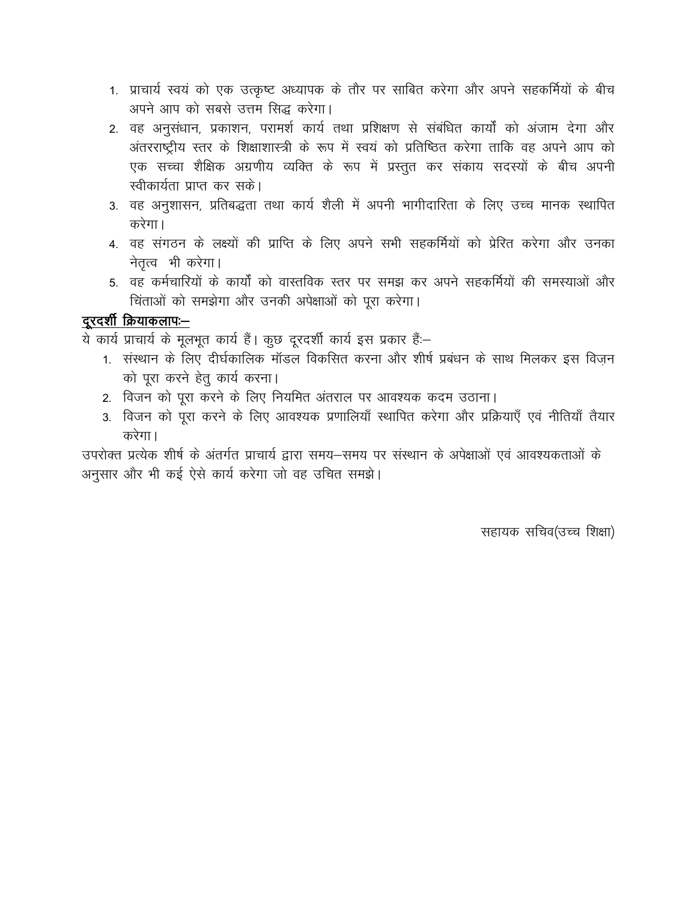1. प्राचार्य स्वयं को एक उत्कृष्ट अध्यापक के तौर पर साबित करेगा और अपने सहकर्मियों के बीच अपने आप को सबसे उत्तम सिद्ध करेगा।
2. वह अनुसंधान, प्रकाशन, परामर्श कार्य तथा प्रशिक्षण से संबंधित कार्यों को अंजाम देगा और अंतरराष्ट्रीय स्तर के शिक्षाशास्त्री के रूप में स्वयं को प्रतिष्ठित करेगा ताकि वह अपने आप को एक सच्चा शैक्षिक अग्रणीय व्यक्ति के रूप में प्रस्तुत कर संकाय सदस्यों के बीच अपनी स्वीकार्यता प्राप्त कर सके।
3. वह अनुशासन, प्रतिबद्धता तथा कार्य शैली में अपनी भागीदारिता के लिए उच्च मानक स्थापित करेगा।
4. वह संगठन के लक्ष्यों की प्राप्ति के लिए अपने सभी सहकर्मियों को प्रेरित करेगा और उनका नेतृत्व भी करेगा।
5. वह कर्मचारियों के कार्यों को वास्तविक स्तर पर समझ कर अपने सहकर्मियों की समस्याओं और चिंताओं को समझेगा और उनकी अपेक्षाओं को पूरा करेगा।

**<u>दूरदर्शी क्रियाकलापः–</u>**

ये कार्य प्राचार्य के मूलभूत कार्य हैं। कुछ दूरदर्शी कार्य इस प्रकार हैः–

1. संस्थान के लिए दीर्घकालिक मॉडल विकसित करना और शीर्ष प्रबंधन के साथ मिलकर इस विज़न को पूरा करने हेतु कार्य करना।
2. विजन को पूरा करने के लिए नियमित अंतराल पर आवश्यक कदम उठाना।
3. विजन को पूरा करने के लिए आवश्यक प्रणालियाँ स्थापित करेगा और प्रक्रियाएँ एवं नीतियाँ तैयार करेगा।

उपरोक्त प्रत्येक शीर्ष के अंतर्गत प्राचार्य द्वारा समय–समय पर संस्थान के अपेक्षाओं एवं आवश्यकताओं के अनुसार और भी कई ऐसे कार्य करेगा जो वह उचित समझे।

सहायक सचिव(उच्च शिक्षा)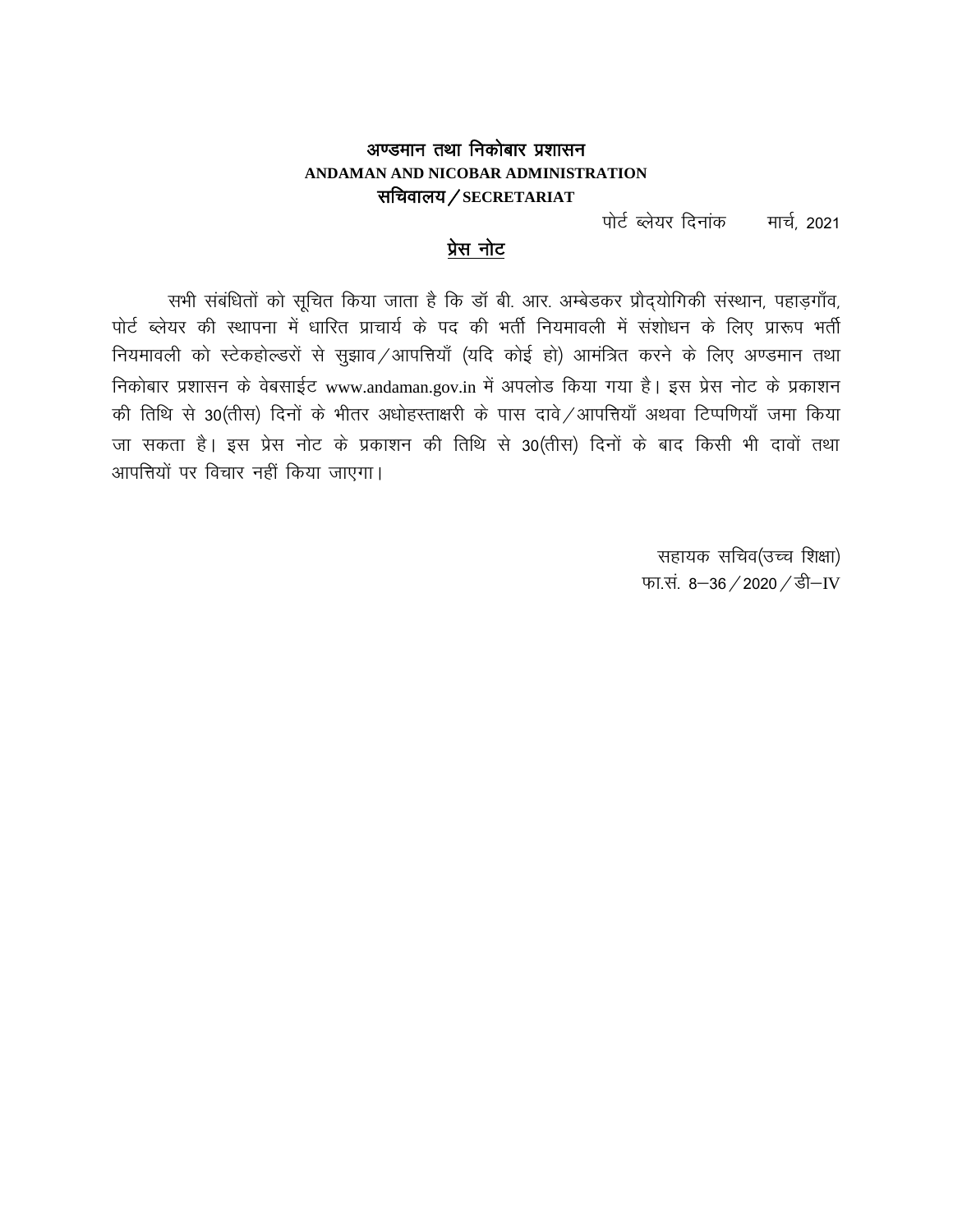**अण्डमान तथा निकोबार प्रशासन**
**ANDAMAN AND NICOBAR ADMINISTRATION**
**सचिवालय / SECRETARIAT**

पोर्ट ब्लेयर दिनांक      मार्च, 2021

## प्रेस नोट

सभी संबंधितों को सूचित किया जाता है कि डॉ बी. आर. अम्बेडकर प्रौद्योगिकी संस्थान, पहाड़गाँव, पोर्ट ब्लेयर की स्थापना में धारित प्राचार्य के पद की भर्ती नियमावली में संशोधन के लिए प्रारूप भर्ती नियमावली को स्टेकहोल्डरों से सुझाव / आपत्तियाँ (यदि कोई हो) आमंत्रित करने के लिए अण्डमान तथा निकोबार प्रशासन के वेबसाईट www.andaman.gov.in में अपलोड किया गया है। इस प्रेस नोट के प्रकाशन की तिथि से 30(तीस) दिनों के भीतर अधोहस्ताक्षरी के पास दावे / आपत्तियाँ अथवा टिप्पणियाँ जमा किया जा सकता है। इस प्रेस नोट के प्रकाशन की तिथि से 30(तीस) दिनों के बाद किसी भी दावों तथा आपत्तियों पर विचार नहीं किया जाएगा।

सहायक सचिव(उच्च शिक्षा)
फा.सं. 8–36 / 2020 / डी–IV